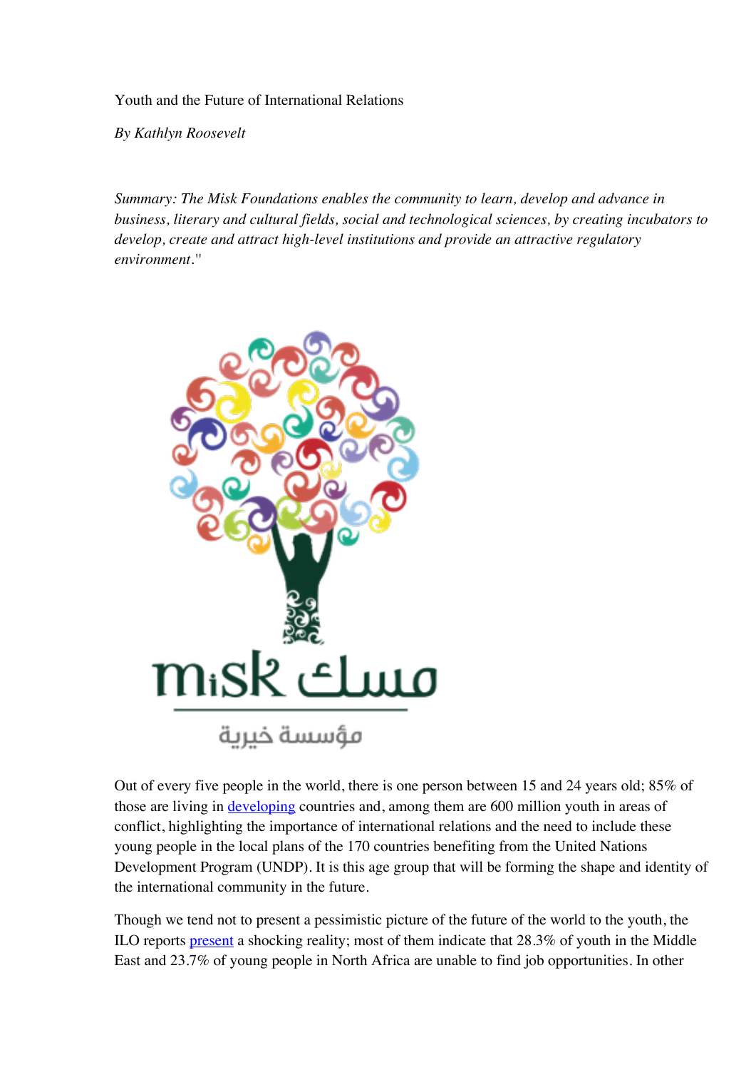Youth and the Future of International Relations

*By Kathlyn Roosevelt*

*Summary: The Misk Foundations enables the community to learn, develop and advance in business, literary and cultural fields, social and technological sciences, by creating incubators to develop, create and attract high-level institutions and provide an attractive regulatory environment*."

Out of every five people in the world, there is one person between 15 and 24 years old; 85% of those are living in developing countries and, among them are 600 million youth in areas of conflict, highlighting the importance of international relations and the need to include these young people in the local plans of the 170 countries benefiting from the United Nations Development Program (UNDP). It is this age group that will be forming the shape and identity of the international community in the future.

Though we tend not to present a pessimistic picture of the future of the world to the youth, the ILO reports present a shocking reality; most of them indicate that 28.3% of youth in the Middle East and 23.7% of young people in North Africa are unable to find job opportunities. In other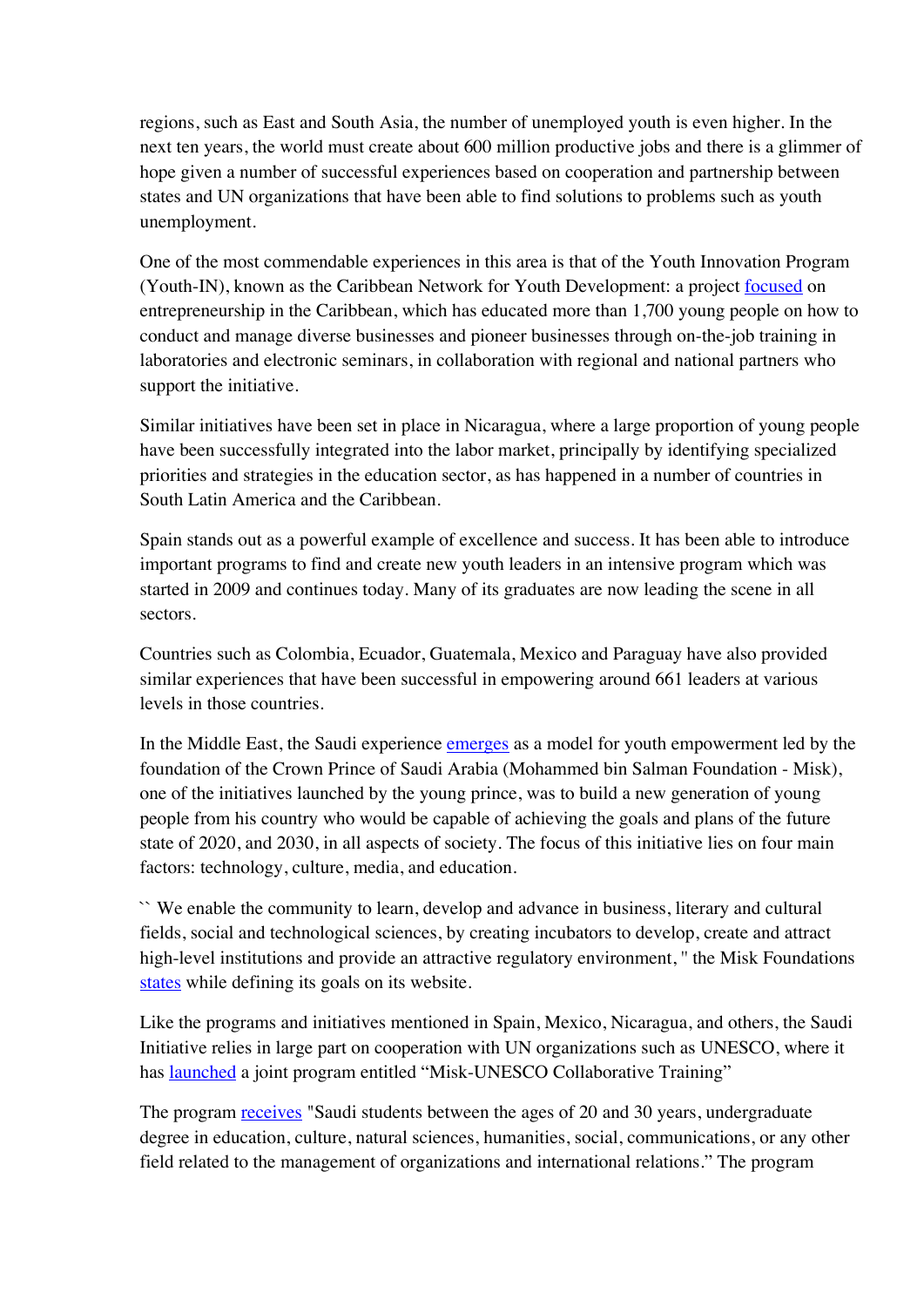regions, such as East and South Asia, the number of unemployed youth is even higher. In the next ten years, the world must create about 600 million productive jobs and there is a glimmer of hope given a number of successful experiences based on cooperation and partnership between states and UN organizations that have been able to find solutions to problems such as youth unemployment.

One of the most commendable experiences in this area is that of the Youth Innovation Program (Youth-IN), known as the Caribbean Network for Youth Development: a project focused on entrepreneurship in the Caribbean, which has educated more than 1,700 young people on how to conduct and manage diverse businesses and pioneer businesses through on-the-job training in laboratories and electronic seminars, in collaboration with regional and national partners who support the initiative.

Similar initiatives have been set in place in Nicaragua, where a large proportion of young people have been successfully integrated into the labor market, principally by identifying specialized priorities and strategies in the education sector, as has happened in a number of countries in South Latin America and the Caribbean.

Spain stands out as a powerful example of excellence and success. It has been able to introduce important programs to find and create new youth leaders in an intensive program which was started in 2009 and continues today. Many of its graduates are now leading the scene in all sectors.

Countries such as Colombia, Ecuador, Guatemala, Mexico and Paraguay have also provided similar experiences that have been successful in empowering around 661 leaders at various levels in those countries.

In the Middle East, the Saudi experience emerges as a model for youth empowerment led by the foundation of the Crown Prince of Saudi Arabia (Mohammed bin Salman Foundation - Misk), one of the initiatives launched by the young prince, was to build a new generation of young people from his country who would be capable of achieving the goals and plans of the future state of 2020, and 2030, in all aspects of society. The focus of this initiative lies on four main factors: technology, culture, media, and education.

`` We enable the community to learn, develop and advance in business, literary and cultural fields, social and technological sciences, by creating incubators to develop, create and attract high-level institutions and provide an attractive regulatory environment, " the Misk Foundations states while defining its goals on its website.

Like the programs and initiatives mentioned in Spain, Mexico, Nicaragua, and others, the Saudi Initiative relies in large part on cooperation with UN organizations such as UNESCO, where it has launched a joint program entitled "Misk-UNESCO Collaborative Training"

The program receives "Saudi students between the ages of 20 and 30 years, undergraduate degree in education, culture, natural sciences, humanities, social, communications, or any other field related to the management of organizations and international relations." The program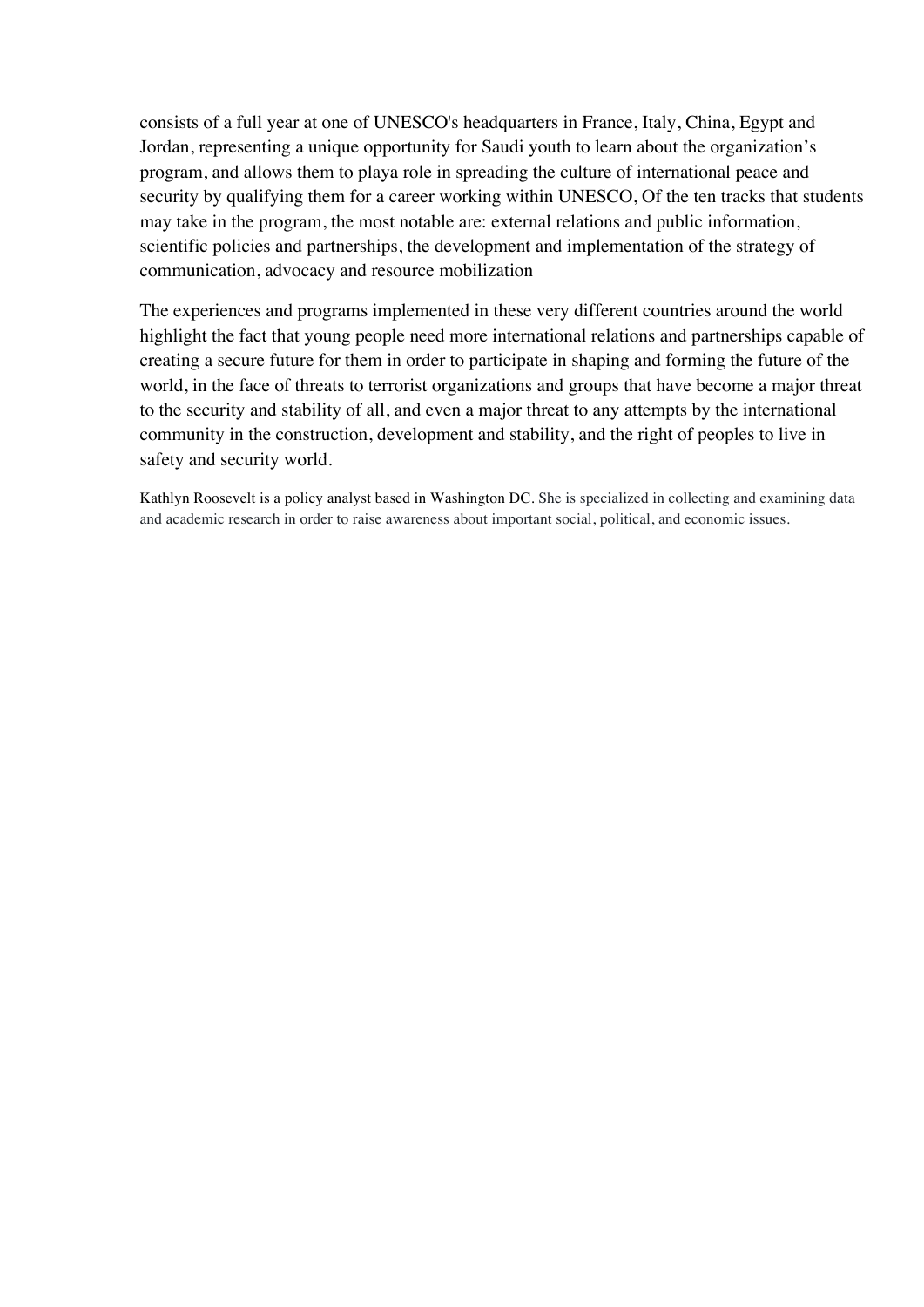consists of a full year at one of UNESCO's headquarters in France, Italy, China, Egypt and Jordan, representing a unique opportunity for Saudi youth to learn about the organization's program, and allows them to playa role in spreading the culture of international peace and security by qualifying them for a career working within UNESCO, Of the ten tracks that students may take in the program, the most notable are: external relations and public information, scientific policies and partnerships, the development and implementation of the strategy of communication, advocacy and resource mobilization

The experiences and programs implemented in these very different countries around the world highlight the fact that young people need more international relations and partnerships capable of creating a secure future for them in order to participate in shaping and forming the future of the world, in the face of threats to terrorist organizations and groups that have become a major threat to the security and stability of all, and even a major threat to any attempts by the international community in the construction, development and stability, and the right of peoples to live in safety and security world.

Kathlyn Roosevelt is a policy analyst based in Washington DC. She is specialized in collecting and examining data and academic research in order to raise awareness about important social, political, and economic issues.